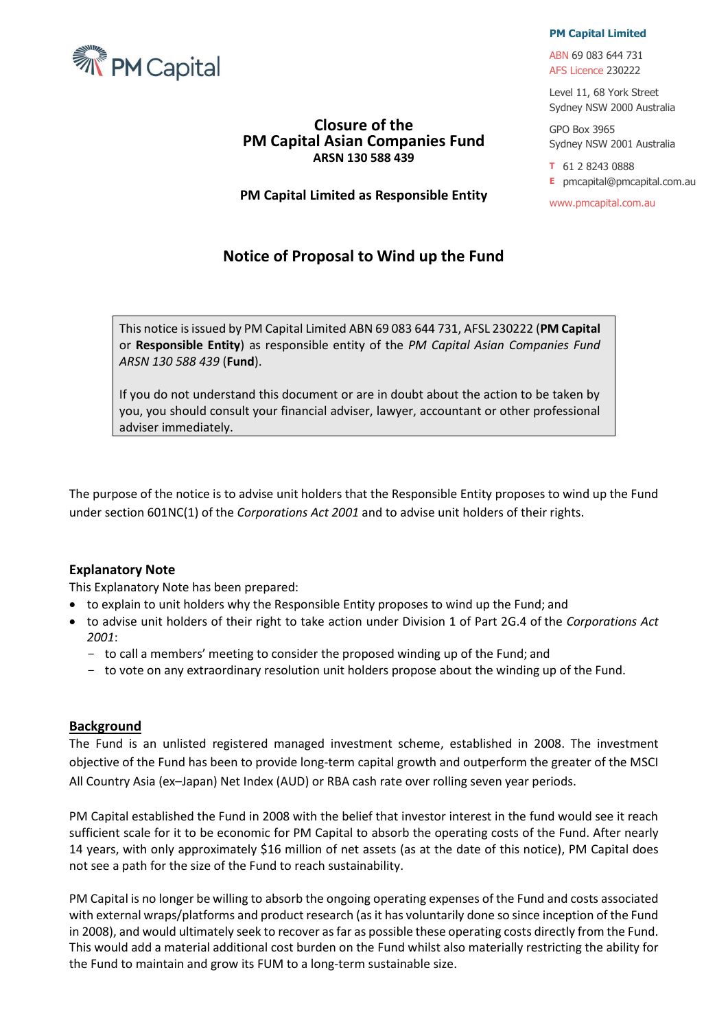PM Capital

**PM Capital Limited**

ABN 69 083 644 731
AFS Licence 230222

Level 11, 68 York Street
Sydney NSW 2000 Australia

GPO Box 3965
Sydney NSW 2001 Australia

T 61 2 8243 0888
E pmcapital@pmcapital.com.au

www.pmcapital.com.au

# Closure of the PM Capital Asian Companies Fund

**ARSN 130 588 439**

**PM Capital Limited as Responsible Entity**

## Notice of Proposal to Wind up the Fund

> This notice is issued by PM Capital Limited ABN 69 083 644 731, AFSL 230222 (**PM Capital** or **Responsible Entity**) as responsible entity of the *PM Capital Asian Companies Fund ARSN 130 588 439* (**Fund**).
>
> If you do not understand this document or are in doubt about the action to be taken by you, you should consult your financial adviser, lawyer, accountant or other professional adviser immediately.

The purpose of the notice is to advise unit holders that the Responsible Entity proposes to wind up the Fund under section 601NC(1) of the *Corporations Act 2001* and to advise unit holders of their rights.

### Explanatory Note

This Explanatory Note has been prepared:

- to explain to unit holders why the Responsible Entity proposes to wind up the Fund; and
- to advise unit holders of their right to take action under Division 1 of Part 2G.4 of the *Corporations Act 2001*:
  - to call a members' meeting to consider the proposed winding up of the Fund; and
  - to vote on any extraordinary resolution unit holders propose about the winding up of the Fund.

### Background

The Fund is an unlisted registered managed investment scheme, established in 2008. The investment objective of the Fund has been to provide long-term capital growth and outperform the greater of the MSCI All Country Asia (ex–Japan) Net Index (AUD) or RBA cash rate over rolling seven year periods.

PM Capital established the Fund in 2008 with the belief that investor interest in the fund would see it reach sufficient scale for it to be economic for PM Capital to absorb the operating costs of the Fund. After nearly 14 years, with only approximately $16 million of net assets (as at the date of this notice), PM Capital does not see a path for the size of the Fund to reach sustainability.

PM Capital is no longer be willing to absorb the ongoing operating expenses of the Fund and costs associated with external wraps/platforms and product research (as it has voluntarily done so since inception of the Fund in 2008), and would ultimately seek to recover as far as possible these operating costs directly from the Fund. This would add a material additional cost burden on the Fund whilst also materially restricting the ability for the Fund to maintain and grow its FUM to a long-term sustainable size.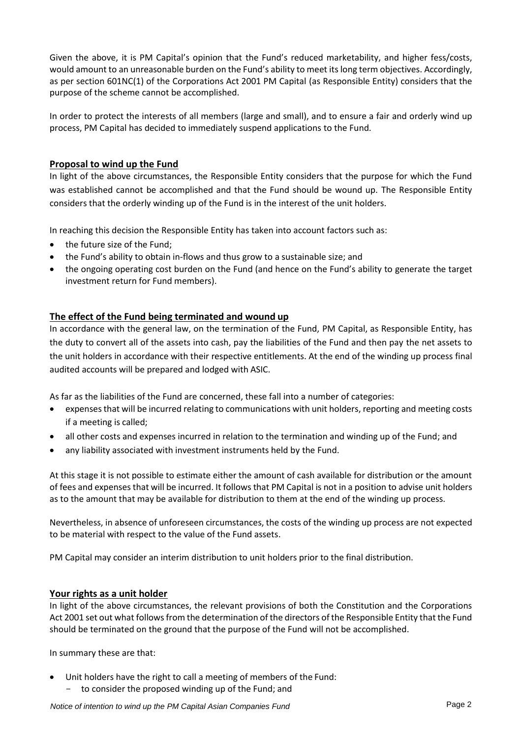Given the above, it is PM Capital's opinion that the Fund's reduced marketability, and higher fess/costs, would amount to an unreasonable burden on the Fund's ability to meet its long term objectives. Accordingly, as per section 601NC(1) of the Corporations Act 2001 PM Capital (as Responsible Entity) considers that the purpose of the scheme cannot be accomplished.

In order to protect the interests of all members (large and small), and to ensure a fair and orderly wind up process, PM Capital has decided to immediately suspend applications to the Fund.

## Proposal to wind up the Fund

In light of the above circumstances, the Responsible Entity considers that the purpose for which the Fund was established cannot be accomplished and that the Fund should be wound up. The Responsible Entity considers that the orderly winding up of the Fund is in the interest of the unit holders.

In reaching this decision the Responsible Entity has taken into account factors such as:

- the future size of the Fund;
- the Fund's ability to obtain in-flows and thus grow to a sustainable size; and
- the ongoing operating cost burden on the Fund (and hence on the Fund's ability to generate the target investment return for Fund members).

## The effect of the Fund being terminated and wound up

In accordance with the general law, on the termination of the Fund, PM Capital, as Responsible Entity, has the duty to convert all of the assets into cash, pay the liabilities of the Fund and then pay the net assets to the unit holders in accordance with their respective entitlements. At the end of the winding up process final audited accounts will be prepared and lodged with ASIC.

As far as the liabilities of the Fund are concerned, these fall into a number of categories:

- expenses that will be incurred relating to communications with unit holders, reporting and meeting costs if a meeting is called;
- all other costs and expenses incurred in relation to the termination and winding up of the Fund; and
- any liability associated with investment instruments held by the Fund.

At this stage it is not possible to estimate either the amount of cash available for distribution or the amount of fees and expenses that will be incurred. It follows that PM Capital is not in a position to advise unit holders as to the amount that may be available for distribution to them at the end of the winding up process.

Nevertheless, in absence of unforeseen circumstances, the costs of the winding up process are not expected to be material with respect to the value of the Fund assets.

PM Capital may consider an interim distribution to unit holders prior to the final distribution.

## Your rights as a unit holder

In light of the above circumstances, the relevant provisions of both the Constitution and the Corporations Act 2001 set out what follows from the determination of the directors of the Responsible Entity that the Fund should be terminated on the ground that the purpose of the Fund will not be accomplished.

In summary these are that:

- Unit holders have the right to call a meeting of members of the Fund:
  - to consider the proposed winding up of the Fund; and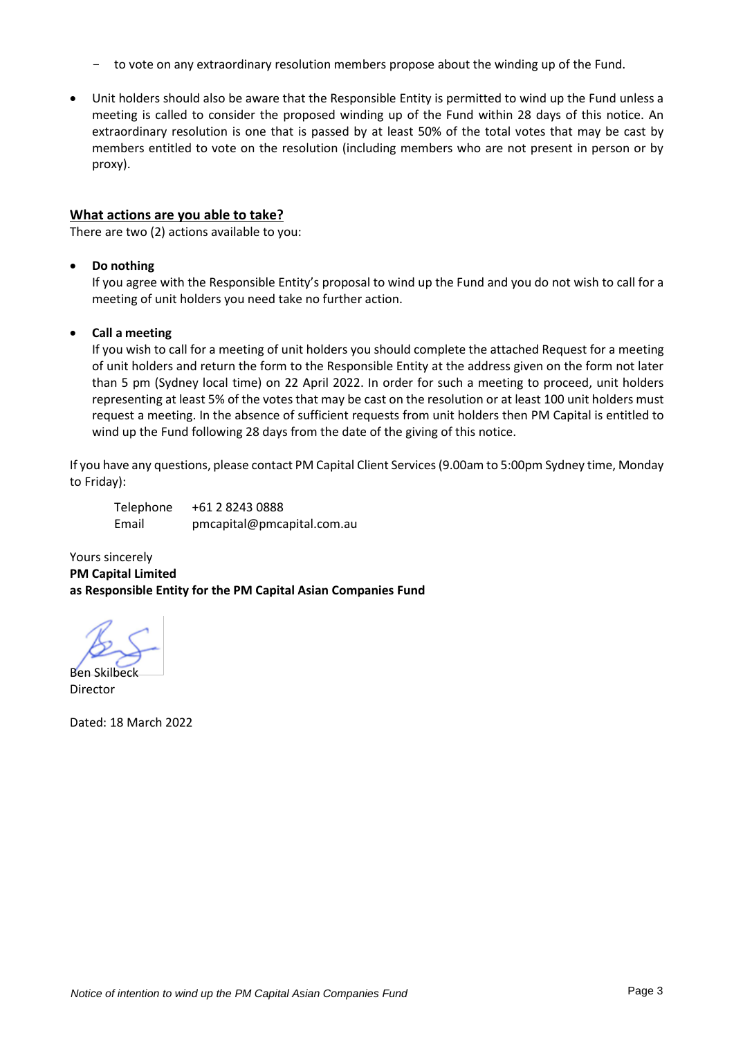- to vote on any extraordinary resolution members propose about the winding up of the Fund.

- Unit holders should also be aware that the Responsible Entity is permitted to wind up the Fund unless a meeting is called to consider the proposed winding up of the Fund within 28 days of this notice. An extraordinary resolution is one that is passed by at least 50% of the total votes that may be cast by members entitled to vote on the resolution (including members who are not present in person or by proxy).

## What actions are you able to take?

There are two (2) actions available to you:

- **Do nothing**
  If you agree with the Responsible Entity's proposal to wind up the Fund and you do not wish to call for a meeting of unit holders you need take no further action.

- **Call a meeting**
  If you wish to call for a meeting of unit holders you should complete the attached Request for a meeting of unit holders and return the form to the Responsible Entity at the address given on the form not later than 5 pm (Sydney local time) on 22 April 2022. In order for such a meeting to proceed, unit holders representing at least 5% of the votes that may be cast on the resolution or at least 100 unit holders must request a meeting. In the absence of sufficient requests from unit holders then PM Capital is entitled to wind up the Fund following 28 days from the date of the giving of this notice.

If you have any questions, please contact PM Capital Client Services (9.00am to 5:00pm Sydney time, Monday to Friday):

Telephone +61 2 8243 0888
Email pmcapital@pmcapital.com.au

Yours sincerely
**PM Capital Limited**
**as Responsible Entity for the PM Capital Asian Companies Fund**

Ben Skilbeck
Director

Dated: 18 March 2022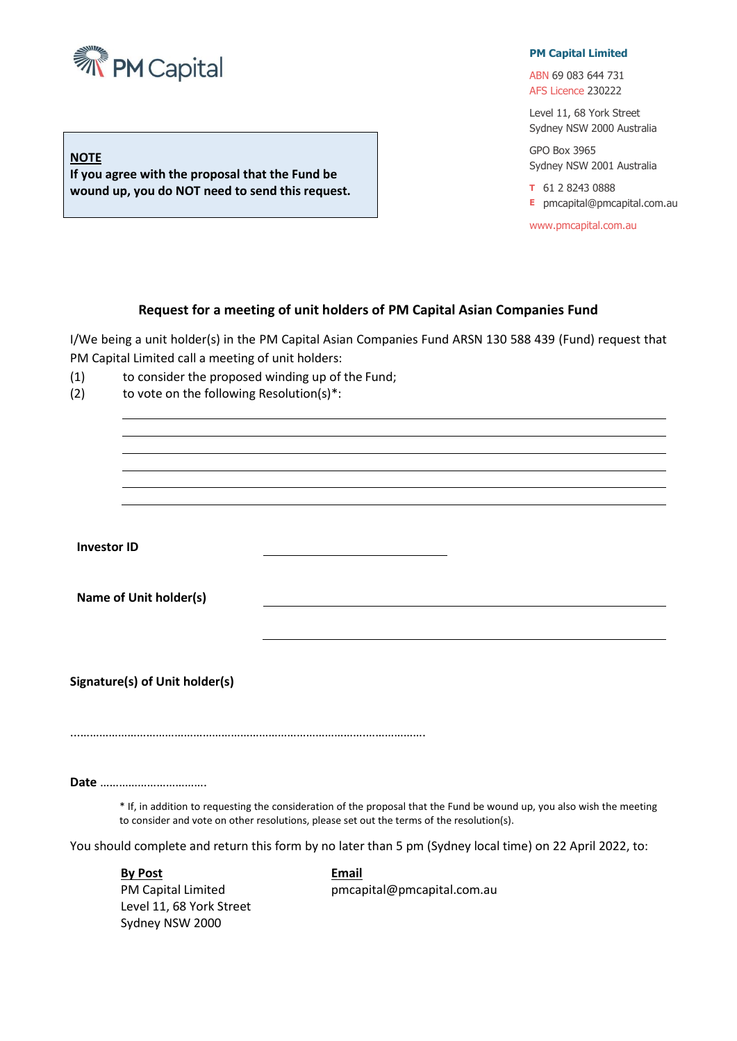PM Capital

**PM Capital Limited**

ABN 69 083 644 731
AFS Licence 230222

Level 11, 68 York Street
Sydney NSW 2000 Australia

GPO Box 3965
Sydney NSW 2001 Australia

T 61 2 8243 0888
E pmcapital@pmcapital.com.au

www.pmcapital.com.au

> **NOTE**
> **If you agree with the proposal that the Fund be wound up, you do NOT need to send this request.**

## Request for a meeting of unit holders of PM Capital Asian Companies Fund

I/We being a unit holder(s) in the PM Capital Asian Companies Fund ARSN 130 588 439 (Fund) request that PM Capital Limited call a meeting of unit holders:

(1) to consider the proposed winding up of the Fund;

(2) to vote on the following Resolution(s)*:

______________________________________________

______________________________________________

______________________________________________

______________________________________________

______________________________________________

**Investor ID** ______________________

**Name of Unit holder(s)** ______________________________________________

______________________________________________

**Signature(s) of Unit holder(s)**

……………………………………………………………………………………………………….

**Date** …………………………….

* If, in addition to requesting the consideration of the proposal that the Fund be wound up, you also wish the meeting to consider and vote on other resolutions, please set out the terms of the resolution(s).

You should complete and return this form by no later than 5 pm (Sydney local time) on 22 April 2022, to:

**By Post**
PM Capital Limited
Level 11, 68 York Street
Sydney NSW 2000

**Email**
pmcapital@pmcapital.com.au